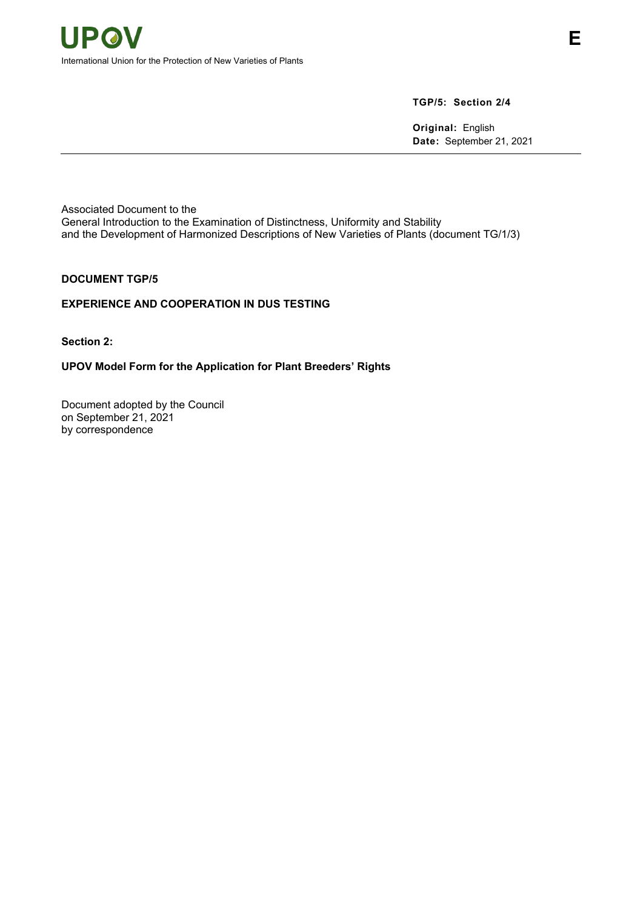UPOV

International Union for the Protection of New Varieties of Plants

E

**TGP/5: Section 2/4**

**Original:** English
**Date:** September 21, 2021

---

Associated Document to the
General Introduction to the Examination of Distinctness, Uniformity and Stability
and the Development of Harmonized Descriptions of New Varieties of Plants (document TG/1/3)

**DOCUMENT TGP/5**

**EXPERIENCE AND COOPERATION IN DUS TESTING**

**Section 2:**

**UPOV Model Form for the Application for Plant Breeders' Rights**

Document adopted by the Council
on September 21, 2021
by correspondence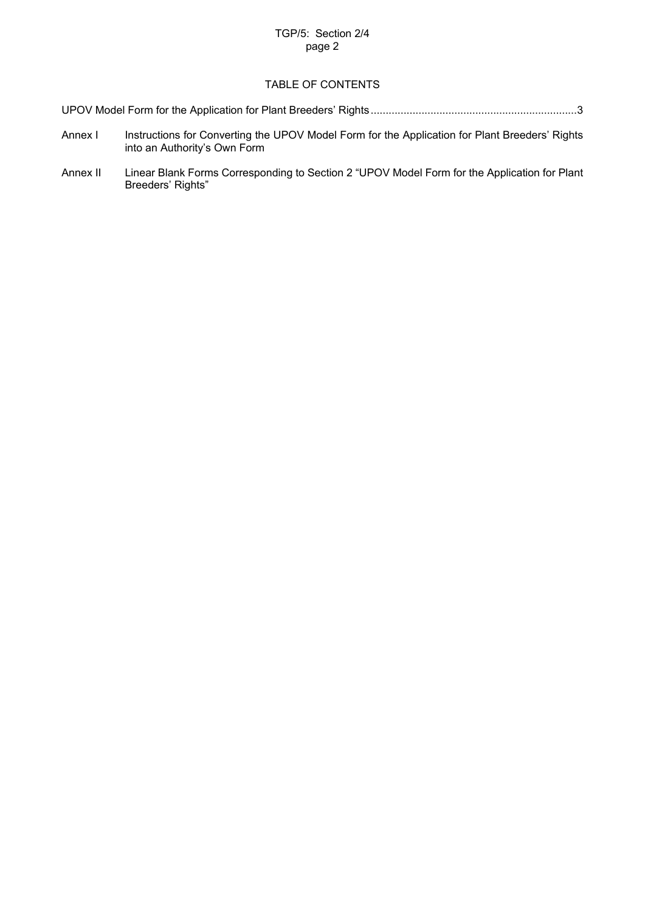# TABLE OF CONTENTS

UPOV Model Form for the Application for Plant Breeders' Rights....................................................................3

Annex I Instructions for Converting the UPOV Model Form for the Application for Plant Breeders' Rights into an Authority's Own Form

Annex II Linear Blank Forms Corresponding to Section 2 "UPOV Model Form for the Application for Plant Breeders' Rights"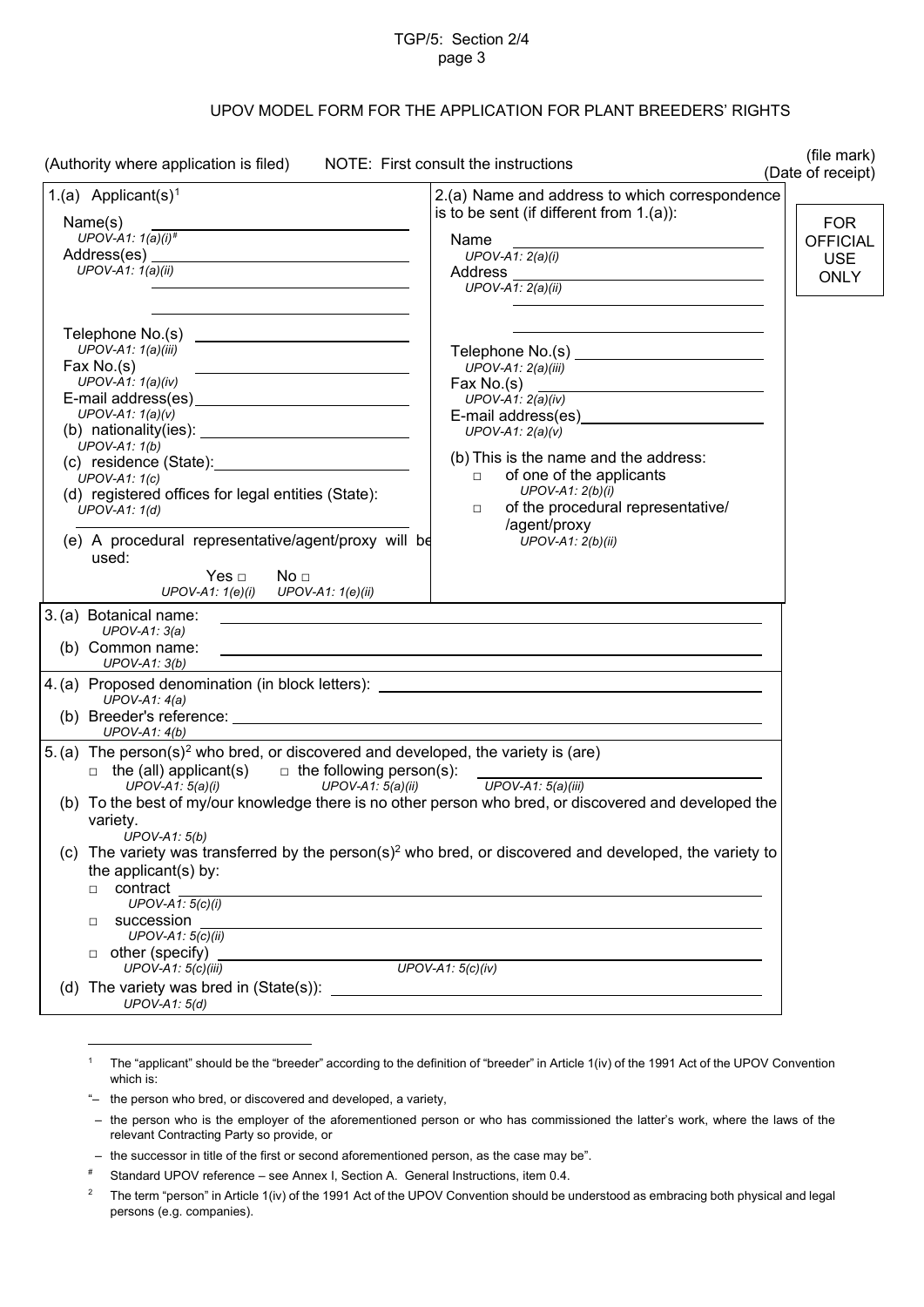## UPOV MODEL FORM FOR THE APPLICATION FOR PLANT BREEDERS' RIGHTS

(Authority where application is filed) NOTE: First consult the instructions (file mark) (Date of receipt)

FOR OFFICIAL USE ONLY

**1.(a) Applicant(s)**[1]

Name(s) ______________________
*UPOV-A1: 1(a)(i)*[#]

Address(es) ______________________
*UPOV-A1: 1(a)(ii)*

Telephone No.(s) ______________________
*UPOV-A1: 1(a)(iii)*

Fax No.(s) ______________________
*UPOV-A1: 1(a)(iv)*

E-mail address(es) ______________________
*UPOV-A1: 1(a)(v)*

(b) nationality(ies): ______________________
*UPOV-A1: 1(b)*

(c) residence (State): ______________________
*UPOV-A1: 1(c)*

(d) registered offices for legal entities (State):
*UPOV-A1: 1(d)*
______________________

(e) A procedural representative/agent/proxy will be used:

Yes □ *UPOV-A1: 1(e)(i)* No □ *UPOV-A1: 1(e)(ii)*

**2.(a) Name and address to which correspondence is to be sent (if different from 1.(a)):**

Name ______________________
*UPOV-A1: 2(a)(i)*

Address ______________________
*UPOV-A1: 2(a)(ii)*

Telephone No.(s) ______________________
*UPOV-A1: 2(a)(iii)*

Fax No.(s) ______________________
*UPOV-A1: 2(a)(iv)*

E-mail address(es) ______________________
*UPOV-A1: 2(a)(v)*

(b) This is the name and the address:

□ of one of the applicants
*UPOV-A1: 2(b)(i)*

□ of the procedural representative/ /agent/proxy
*UPOV-A1: 2(b)(ii)*

**3. (a) Botanical name:** ______________________
*UPOV-A1: 3(a)*

(b) Common name: ______________________
*UPOV-A1: 3(b)*

**4. (a) Proposed denomination (in block letters):** ______________________
*UPOV-A1: 4(a)*

(b) Breeder's reference: ______________________
*UPOV-A1: 4(b)*

**5. (a) The person(s)**[2] **who bred, or discovered and developed, the variety is (are)**

□ the (all) applicant(s) *UPOV-A1: 5(a)(i)* □ the following person(s): *UPOV-A1: 5(a)(ii)* ______________________ *UPOV-A1: 5(a)(iii)*

(b) To the best of my/our knowledge there is no other person who bred, or discovered and developed the variety.
*UPOV-A1: 5(b)*

(c) The variety was transferred by the person(s)[2] who bred, or discovered and developed, the variety to the applicant(s) by:

□ contract ______________________
*UPOV-A1: 5(c)(i)*

□ succession ______________________
*UPOV-A1: 5(c)(ii)*

□ other (specify) ______________________
*UPOV-A1: 5(c)(iii)* *UPOV-A1: 5(c)(iv)*

(d) The variety was bred in (State(s)): ______________________
*UPOV-A1: 5(d)*

---

[1] The "applicant" should be the "breeder" according to the definition of "breeder" in Article 1(iv) of the 1991 Act of the UPOV Convention which is:

"– the person who bred, or discovered and developed, a variety,

– the person who is the employer of the aforementioned person or who has commissioned the latter's work, where the laws of the relevant Contracting Party so provide, or

– the successor in title of the first or second aforementioned person, as the case may be".

[#] Standard UPOV reference – see Annex I, Section A. General Instructions, item 0.4.

[2] The term "person" in Article 1(iv) of the 1991 Act of the UPOV Convention should be understood as embracing both physical and legal persons (e.g. companies).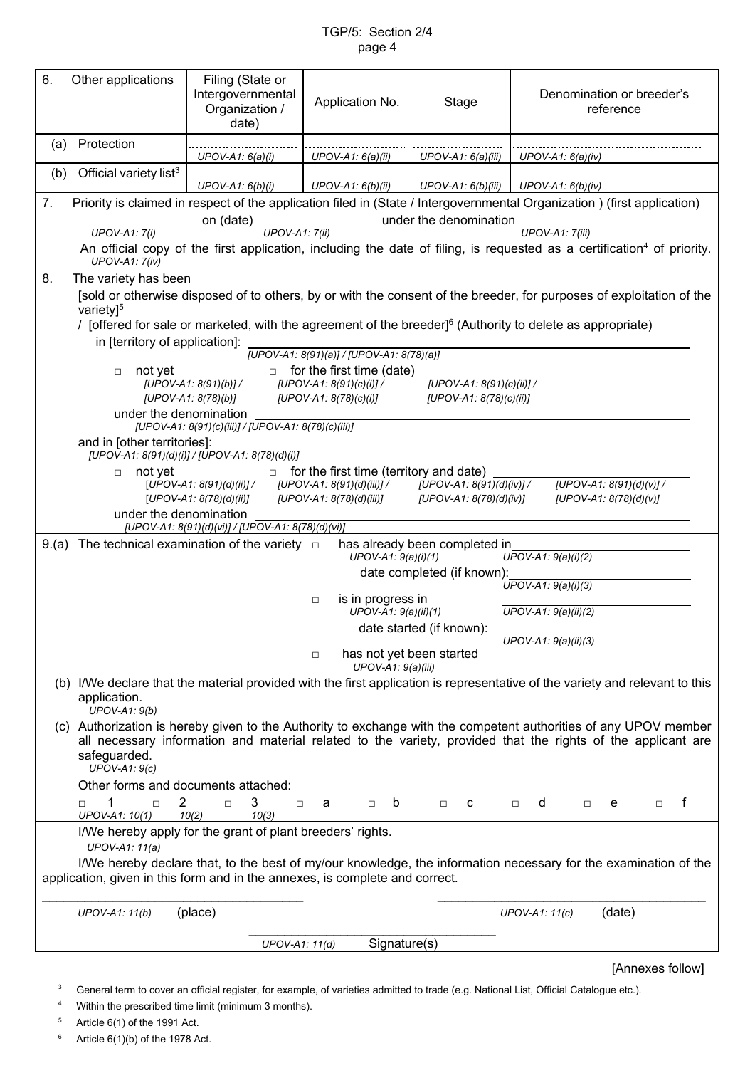| 6. Other applications | Filing (State or Intergovernmental Organization / date) | Application No. | Stage | Denomination or breeder's reference |
|---|---|---|---|---|
| (a) Protection | *UPOV-A1: 6(a)(i)* | *UPOV-A1: 6(a)(ii)* | *UPOV-A1: 6(a)(iii)* | *UPOV-A1: 6(a)(iv)* |
| (b) Official variety list[3] | *UPOV-A1: 6(b)(i)* | *UPOV-A1: 6(b)(ii)* | *UPOV-A1: 6(b)(iii)* | *UPOV-A1: 6(b)(iv)* |

7. Priority is claimed in respect of the application filed in (State / Intergovernmental Organization ) (first application) ________ on (date) ________ under the denomination ________

*UPOV-A1: 7(i)* *UPOV-A1: 7(ii)* *UPOV-A1: 7(iii)*

An official copy of the first application, including the date of filing, is requested as a certification[4] of priority.
*UPOV-A1: 7(iv)*

8. The variety has been

[sold or otherwise disposed of to others, by or with the consent of the breeder, for purposes of exploitation of the variety][5]
/ [offered for sale or marketed, with the agreement of the breeder][6] (Authority to delete as appropriate)

in [territory of application]: ________
*[UPOV-A1: 8(91)(a)] / [UPOV-A1: 8(78)(a)]*

□ not yet *[UPOV-A1: 8(91)(b)] / [UPOV-A1: 8(78)(b)]*
□ for the first time (date) ________ *[UPOV-A1: 8(91)(c)(i)] / [UPOV-A1: 8(78)(c)(i)]* *[UPOV-A1: 8(91)(c)(ii)] / [UPOV-A1: 8(78)(c)(ii)]*

under the denomination ________
*[UPOV-A1: 8(91)(c)(iii)] / [UPOV-A1: 8(78)(c)(iii)]*

and in [other territories]: ________
*[UPOV-A1: 8(91)(d)(i)] / [UPOV-A1: 8(78)(d)(i)]*

□ not yet *[UPOV-A1: 8(91)(d)(ii)] / [UPOV-A1: 8(78)(d)(ii)]*
□ for the first time (territory and date) ________ *[UPOV-A1: 8(91)(d)(iii)] / [UPOV-A1: 8(78)(d)(iii)]* *[UPOV-A1: 8(91)(d)(iv)] / [UPOV-A1: 8(78)(d)(iv)]* *[UPOV-A1: 8(91)(d)(v)] / [UPOV-A1: 8(78)(d)(v)]*

under the denomination ________
*[UPOV-A1: 8(91)(d)(vi)] / [UPOV-A1: 8(78)(d)(vi)]*

9.(a) The technical examination of the variety

□ has already been completed in ________
*UPOV-A1: 9(a)(i)(1)* *UPOV-A1: 9(a)(i)(2)*
date completed (if known): ________
*UPOV-A1: 9(a)(i)(3)*

□ is in progress in ________
*UPOV-A1: 9(a)(ii)(1)* *UPOV-A1: 9(a)(ii)(2)*
date started (if known): ________
*UPOV-A1: 9(a)(ii)(3)*

□ has not yet been started
*UPOV-A1: 9(a)(iii)*

(b) I/We declare that the material provided with the first application is representative of the variety and relevant to this application.
*UPOV-A1: 9(b)*

(c) Authorization is hereby given to the Authority to exchange with the competent authorities of any UPOV member all necessary information and material related to the variety, provided that the rights of the applicant are safeguarded.
*UPOV-A1: 9(c)*

Other forms and documents attached:

□ 1 *UPOV-A1: 10(1)* □ 2 *10(2)* □ 3 *10(3)* □ a □ b □ c □ d □ e □ f

I/We hereby apply for the grant of plant breeders' rights.
*UPOV-A1: 11(a)*

I/We hereby declare that, to the best of my/our knowledge, the information necessary for the examination of the application, given in this form and in the annexes, is complete and correct.

________ ________
*UPOV-A1: 11(b)* (place) *UPOV-A1: 11(c)* (date)

________
*UPOV-A1: 11(d)* Signature(s)

[Annexes follow]

[3] General term to cover an official register, for example, of varieties admitted to trade (e.g. National List, Official Catalogue etc.).

[4] Within the prescribed time limit (minimum 3 months).

[5] Article 6(1) of the 1991 Act.

[6] Article 6(1)(b) of the 1978 Act.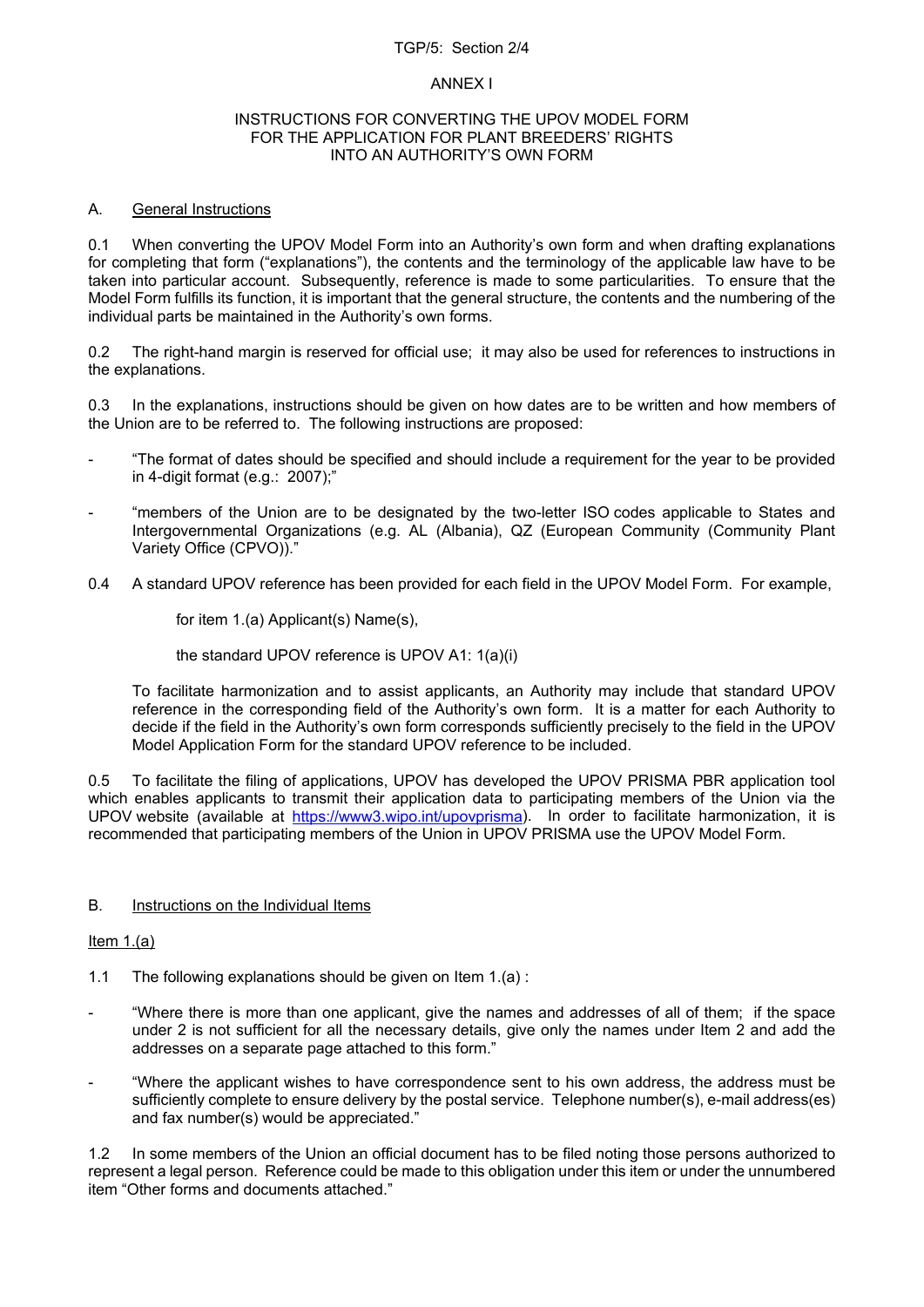ANNEX I

INSTRUCTIONS FOR CONVERTING THE UPOV MODEL FORM
FOR THE APPLICATION FOR PLANT BREEDERS' RIGHTS
INTO AN AUTHORITY'S OWN FORM

## A. General Instructions

0.1 When converting the UPOV Model Form into an Authority's own form and when drafting explanations for completing that form ("explanations"), the contents and the terminology of the applicable law have to be taken into particular account. Subsequently, reference is made to some particularities. To ensure that the Model Form fulfills its function, it is important that the general structure, the contents and the numbering of the individual parts be maintained in the Authority's own forms.

0.2 The right-hand margin is reserved for official use; it may also be used for references to instructions in the explanations.

0.3 In the explanations, instructions should be given on how dates are to be written and how members of the Union are to be referred to. The following instructions are proposed:

- "The format of dates should be specified and should include a requirement for the year to be provided in 4-digit format (e.g.: 2007);"
- "members of the Union are to be designated by the two-letter ISO codes applicable to States and Intergovernmental Organizations (e.g. AL (Albania), QZ (European Community (Community Plant Variety Office (CPVO))."

0.4 A standard UPOV reference has been provided for each field in the UPOV Model Form. For example,

for item 1.(a) Applicant(s) Name(s),

the standard UPOV reference is UPOV A1: 1(a)(i)

To facilitate harmonization and to assist applicants, an Authority may include that standard UPOV reference in the corresponding field of the Authority's own form. It is a matter for each Authority to decide if the field in the Authority's own form corresponds sufficiently precisely to the field in the UPOV Model Application Form for the standard UPOV reference to be included.

0.5 To facilitate the filing of applications, UPOV has developed the UPOV PRISMA PBR application tool which enables applicants to transmit their application data to participating members of the Union via the UPOV website (available at https://www3.wipo.int/upovprisma). In order to facilitate harmonization, it is recommended that participating members of the Union in UPOV PRISMA use the UPOV Model Form.

## B. Instructions on the Individual Items

### Item 1.(a)

1.1 The following explanations should be given on Item 1.(a) :

- "Where there is more than one applicant, give the names and addresses of all of them; if the space under 2 is not sufficient for all the necessary details, give only the names under Item 2 and add the addresses on a separate page attached to this form."
- "Where the applicant wishes to have correspondence sent to his own address, the address must be sufficiently complete to ensure delivery by the postal service. Telephone number(s), e-mail address(es) and fax number(s) would be appreciated."

1.2 In some members of the Union an official document has to be filed noting those persons authorized to represent a legal person. Reference could be made to this obligation under this item or under the unnumbered item "Other forms and documents attached."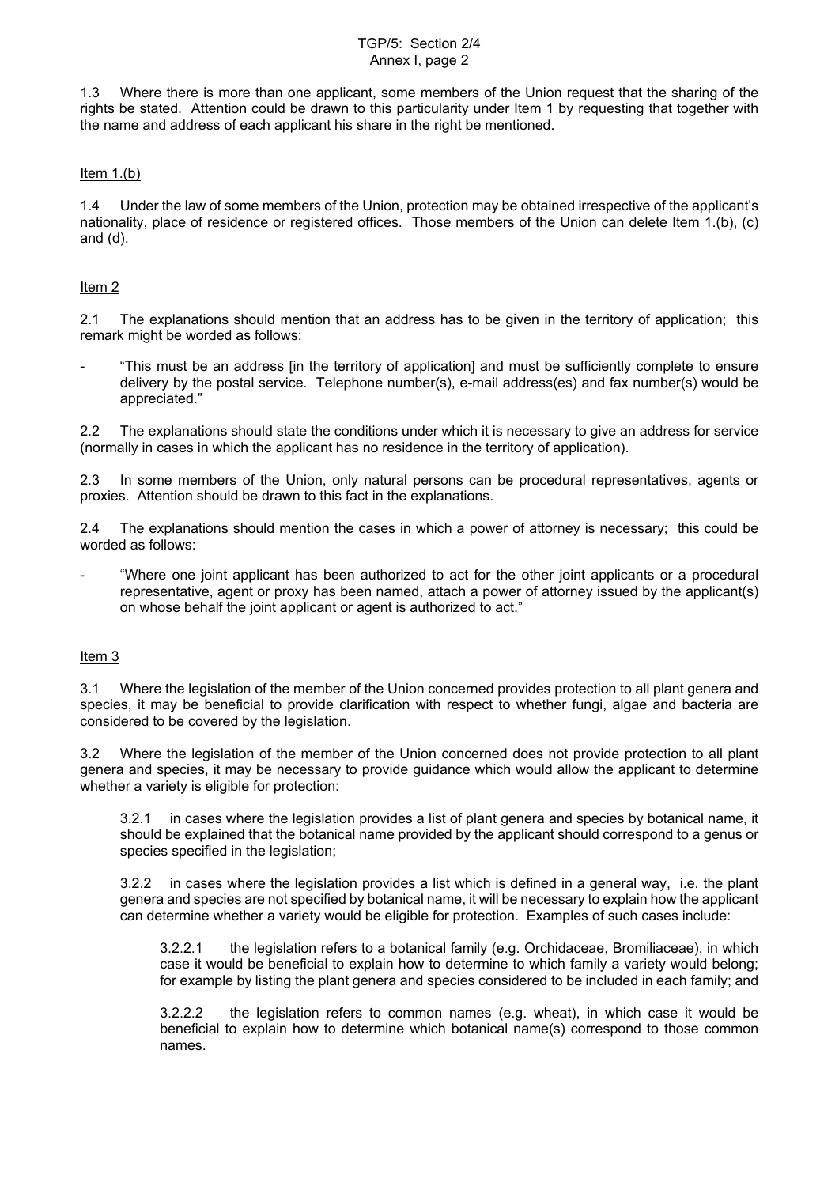1.3 Where there is more than one applicant, some members of the Union request that the sharing of the rights be stated. Attention could be drawn to this particularity under Item 1 by requesting that together with the name and address of each applicant his share in the right be mentioned.

Item 1.(b)

1.4 Under the law of some members of the Union, protection may be obtained irrespective of the applicant's nationality, place of residence or registered offices. Those members of the Union can delete Item 1.(b), (c) and (d).

Item 2

2.1 The explanations should mention that an address has to be given in the territory of application; this remark might be worded as follows:

- "This must be an address [in the territory of application] and must be sufficiently complete to ensure delivery by the postal service. Telephone number(s), e-mail address(es) and fax number(s) would be appreciated."

2.2 The explanations should state the conditions under which it is necessary to give an address for service (normally in cases in which the applicant has no residence in the territory of application).

2.3 In some members of the Union, only natural persons can be procedural representatives, agents or proxies. Attention should be drawn to this fact in the explanations.

2.4 The explanations should mention the cases in which a power of attorney is necessary; this could be worded as follows:

- "Where one joint applicant has been authorized to act for the other joint applicants or a procedural representative, agent or proxy has been named, attach a power of attorney issued by the applicant(s) on whose behalf the joint applicant or agent is authorized to act."

Item 3

3.1 Where the legislation of the member of the Union concerned provides protection to all plant genera and species, it may be beneficial to provide clarification with respect to whether fungi, algae and bacteria are considered to be covered by the legislation.

3.2 Where the legislation of the member of the Union concerned does not provide protection to all plant genera and species, it may be necessary to provide guidance which would allow the applicant to determine whether a variety is eligible for protection:

3.2.1 in cases where the legislation provides a list of plant genera and species by botanical name, it should be explained that the botanical name provided by the applicant should correspond to a genus or species specified in the legislation;

3.2.2 in cases where the legislation provides a list which is defined in a general way, i.e. the plant genera and species are not specified by botanical name, it will be necessary to explain how the applicant can determine whether a variety would be eligible for protection. Examples of such cases include:

3.2.2.1 the legislation refers to a botanical family (e.g. Orchidaceae, Bromiliaceae), in which case it would be beneficial to explain how to determine to which family a variety would belong; for example by listing the plant genera and species considered to be included in each family; and

3.2.2.2 the legislation refers to common names (e.g. wheat), in which case it would be beneficial to explain how to determine which botanical name(s) correspond to those common names.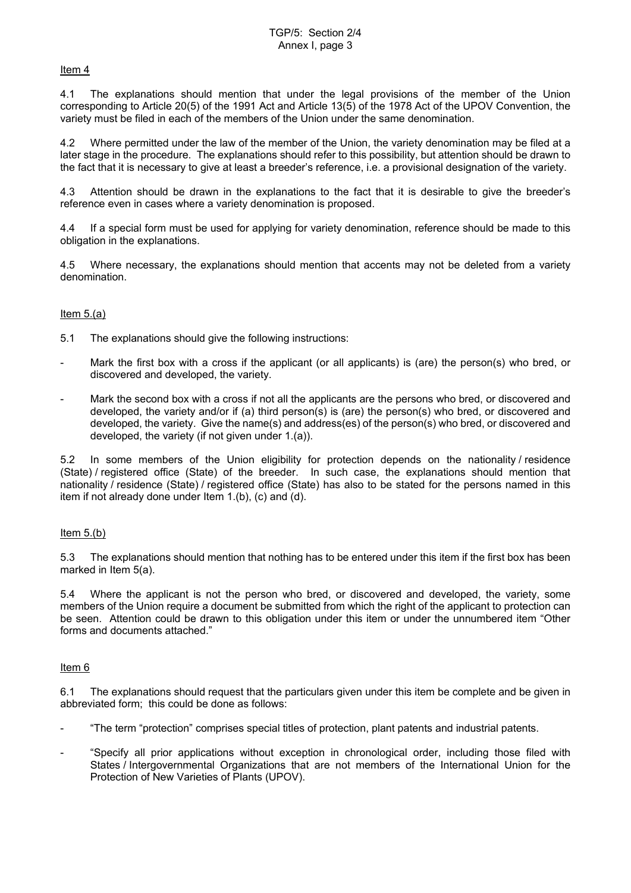Item 4

4.1 The explanations should mention that under the legal provisions of the member of the Union corresponding to Article 20(5) of the 1991 Act and Article 13(5) of the 1978 Act of the UPOV Convention, the variety must be filed in each of the members of the Union under the same denomination.

4.2 Where permitted under the law of the member of the Union, the variety denomination may be filed at a later stage in the procedure. The explanations should refer to this possibility, but attention should be drawn to the fact that it is necessary to give at least a breeder's reference, i.e. a provisional designation of the variety.

4.3 Attention should be drawn in the explanations to the fact that it is desirable to give the breeder's reference even in cases where a variety denomination is proposed.

4.4 If a special form must be used for applying for variety denomination, reference should be made to this obligation in the explanations.

4.5 Where necessary, the explanations should mention that accents may not be deleted from a variety denomination.

Item 5.(a)

5.1 The explanations should give the following instructions:

- Mark the first box with a cross if the applicant (or all applicants) is (are) the person(s) who bred, or discovered and developed, the variety.
- Mark the second box with a cross if not all the applicants are the persons who bred, or discovered and developed, the variety and/or if (a) third person(s) is (are) the person(s) who bred, or discovered and developed, the variety. Give the name(s) and address(es) of the person(s) who bred, or discovered and developed, the variety (if not given under 1.(a)).

5.2 In some members of the Union eligibility for protection depends on the nationality / residence (State) / registered office (State) of the breeder. In such case, the explanations should mention that nationality / residence (State) / registered office (State) has also to be stated for the persons named in this item if not already done under Item 1.(b), (c) and (d).

Item 5.(b)

5.3 The explanations should mention that nothing has to be entered under this item if the first box has been marked in Item 5(a).

5.4 Where the applicant is not the person who bred, or discovered and developed, the variety, some members of the Union require a document be submitted from which the right of the applicant to protection can be seen. Attention could be drawn to this obligation under this item or under the unnumbered item "Other forms and documents attached."

Item 6

6.1 The explanations should request that the particulars given under this item be complete and be given in abbreviated form; this could be done as follows:

- "The term "protection" comprises special titles of protection, plant patents and industrial patents.
- "Specify all prior applications without exception in chronological order, including those filed with States / Intergovernmental Organizations that are not members of the International Union for the Protection of New Varieties of Plants (UPOV).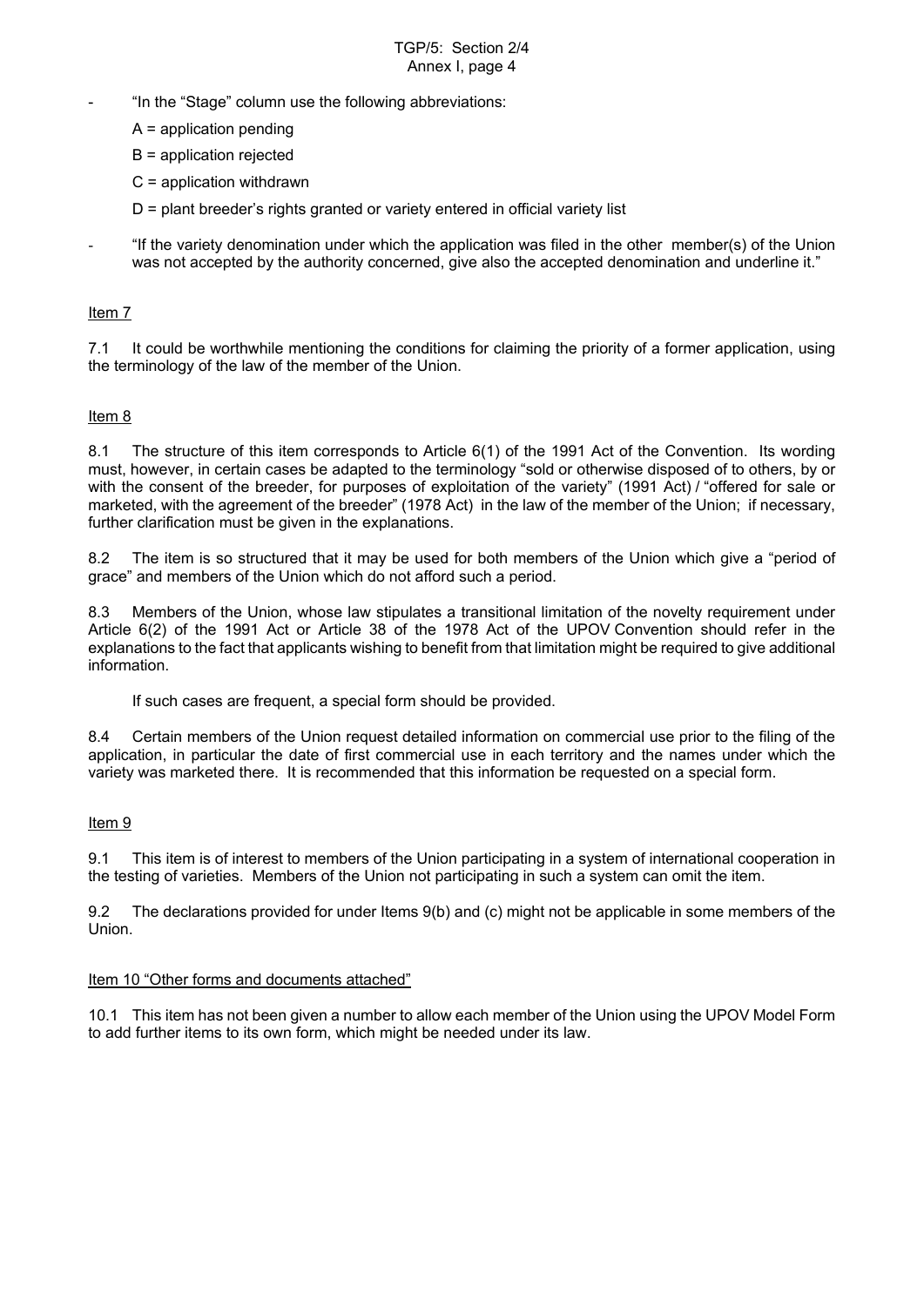- "In the "Stage" column use the following abbreviations:

  A = application pending

  B = application rejected

  C = application withdrawn

  D = plant breeder's rights granted or variety entered in official variety list

- "If the variety denomination under which the application was filed in the other member(s) of the Union was not accepted by the authority concerned, give also the accepted denomination and underline it."

<u>Item 7</u>

7.1 It could be worthwhile mentioning the conditions for claiming the priority of a former application, using the terminology of the law of the member of the Union.

<u>Item 8</u>

8.1 The structure of this item corresponds to Article 6(1) of the 1991 Act of the Convention. Its wording must, however, in certain cases be adapted to the terminology "sold or otherwise disposed of to others, by or with the consent of the breeder, for purposes of exploitation of the variety" (1991 Act) / "offered for sale or marketed, with the agreement of the breeder" (1978 Act) in the law of the member of the Union; if necessary, further clarification must be given in the explanations.

8.2 The item is so structured that it may be used for both members of the Union which give a "period of grace" and members of the Union which do not afford such a period.

8.3 Members of the Union, whose law stipulates a transitional limitation of the novelty requirement under Article 6(2) of the 1991 Act or Article 38 of the 1978 Act of the UPOV Convention should refer in the explanations to the fact that applicants wishing to benefit from that limitation might be required to give additional information.

If such cases are frequent, a special form should be provided.

8.4 Certain members of the Union request detailed information on commercial use prior to the filing of the application, in particular the date of first commercial use in each territory and the names under which the variety was marketed there. It is recommended that this information be requested on a special form.

<u>Item 9</u>

9.1 This item is of interest to members of the Union participating in a system of international cooperation in the testing of varieties. Members of the Union not participating in such a system can omit the item.

9.2 The declarations provided for under Items 9(b) and (c) might not be applicable in some members of the Union.

<u>Item 10 "Other forms and documents attached"</u>

10.1 This item has not been given a number to allow each member of the Union using the UPOV Model Form to add further items to its own form, which might be needed under its law.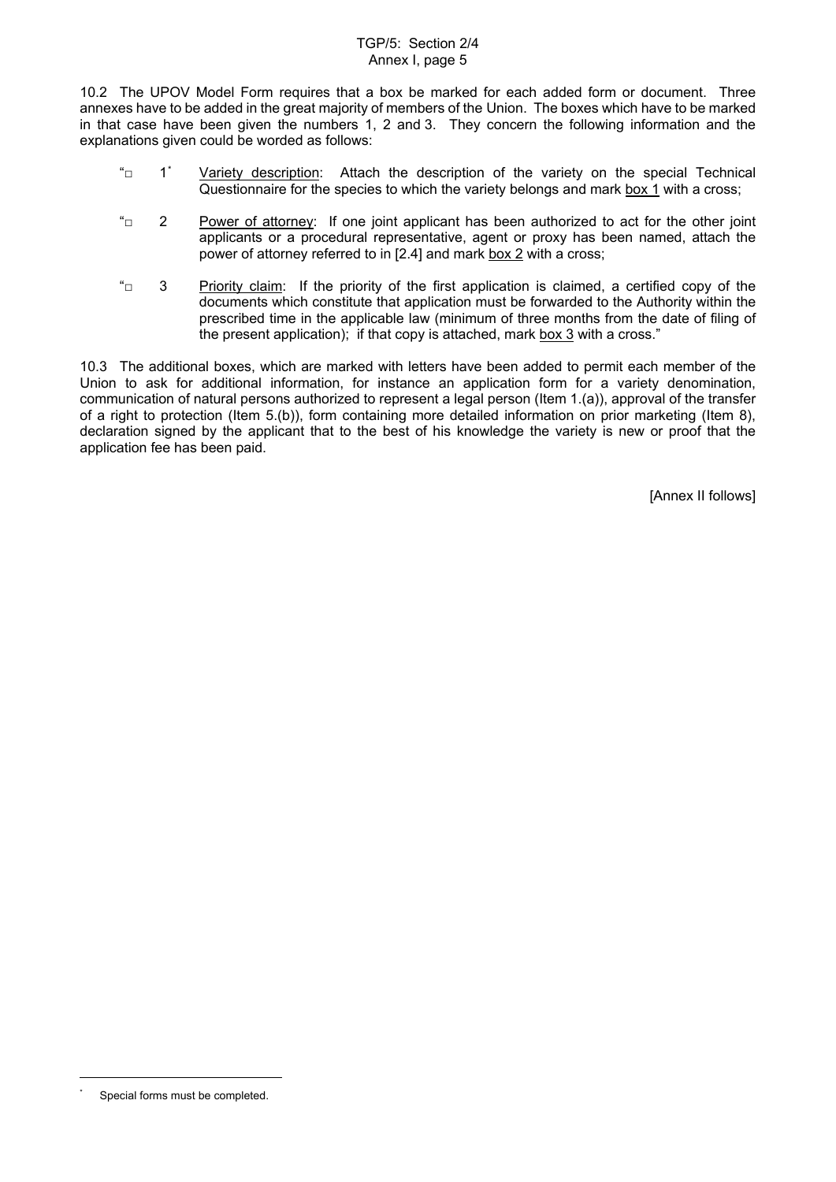10.2 The UPOV Model Form requires that a box be marked for each added form or document. Three annexes have to be added in the great majority of members of the Union. The boxes which have to be marked in that case have been given the numbers 1, 2 and 3. They concern the following information and the explanations given could be worded as follows:

"□ 1[*] Variety description: Attach the description of the variety on the special Technical Questionnaire for the species to which the variety belongs and mark box 1 with a cross;

"□ 2 Power of attorney: If one joint applicant has been authorized to act for the other joint applicants or a procedural representative, agent or proxy has been named, attach the power of attorney referred to in [2.4] and mark box 2 with a cross;

"□ 3 Priority claim: If the priority of the first application is claimed, a certified copy of the documents which constitute that application must be forwarded to the Authority within the prescribed time in the applicable law (minimum of three months from the date of filing of the present application); if that copy is attached, mark box 3 with a cross."

10.3 The additional boxes, which are marked with letters have been added to permit each member of the Union to ask for additional information, for instance an application form for a variety denomination, communication of natural persons authorized to represent a legal person (Item 1.(a)), approval of the transfer of a right to protection (Item 5.(b)), form containing more detailed information on prior marketing (Item 8), declaration signed by the applicant that to the best of his knowledge the variety is new or proof that the application fee has been paid.

[Annex II follows]

[*] Special forms must be completed.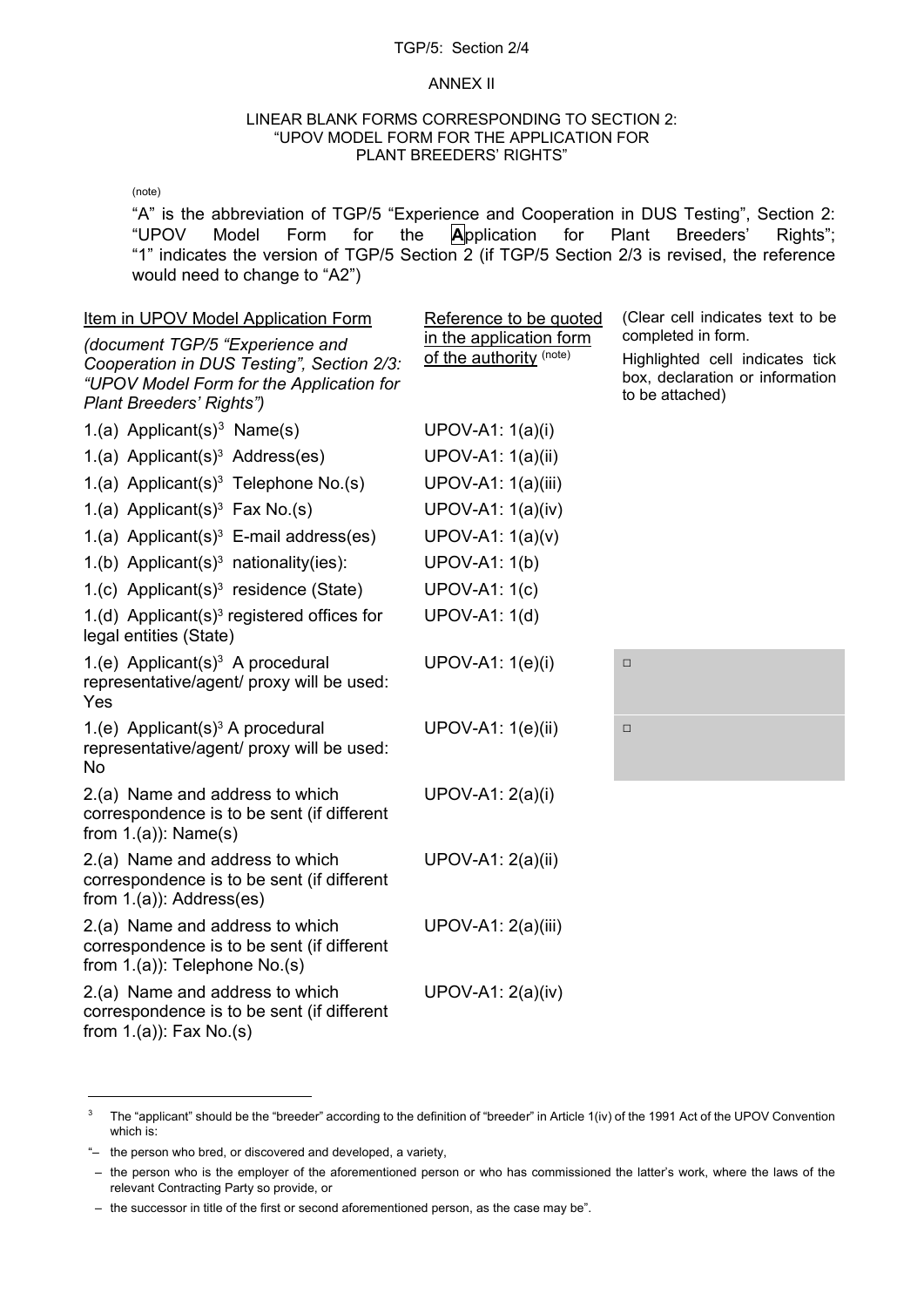ANNEX II

LINEAR BLANK FORMS CORRESPONDING TO SECTION 2:
"UPOV MODEL FORM FOR THE APPLICATION FOR
PLANT BREEDERS' RIGHTS"

(note)

"A" is the abbreviation of TGP/5 "Experience and Cooperation in DUS Testing", Section 2: "UPOV Model Form for the **A**pplication for Plant Breeders' Rights"; "1" indicates the version of TGP/5 Section 2 (if TGP/5 Section 2/3 is revised, the reference would need to change to "A2")

| Item in UPOV Model Application Form *(document TGP/5 "Experience and Cooperation in DUS Testing", Section 2/3: "UPOV Model Form for the Application for Plant Breeders' Rights")* | Reference to be quoted in the application form of the authority (note) | (Clear cell indicates text to be completed in form. Highlighted cell indicates tick box, declaration or information to be attached) |
|---|---|---|
| 1.(a) Applicant(s)[3] Name(s) | UPOV-A1: 1(a)(i) | |
| 1.(a) Applicant(s)[3] Address(es) | UPOV-A1: 1(a)(ii) | |
| 1.(a) Applicant(s)[3] Telephone No.(s) | UPOV-A1: 1(a)(iii) | |
| 1.(a) Applicant(s)[3] Fax No.(s) | UPOV-A1: 1(a)(iv) | |
| 1.(a) Applicant(s)[3] E-mail address(es) | UPOV-A1: 1(a)(v) | |
| 1.(b) Applicant(s)[3] nationality(ies): | UPOV-A1: 1(b) | |
| 1.(c) Applicant(s)[3] residence (State) | UPOV-A1: 1(c) | |
| 1.(d) Applicant(s)[3] registered offices for legal entities (State) | UPOV-A1: 1(d) | |
| 1.(e) Applicant(s)[3] A procedural representative/agent/ proxy will be used: Yes | UPOV-A1: 1(e)(i) | □ |
| 1.(e) Applicant(s)[3] A procedural representative/agent/ proxy will be used: No | UPOV-A1: 1(e)(ii) | □ |
| 2.(a) Name and address to which correspondence is to be sent (if different from 1.(a)): Name(s) | UPOV-A1: 2(a)(i) | |
| 2.(a) Name and address to which correspondence is to be sent (if different from 1.(a)): Address(es) | UPOV-A1: 2(a)(ii) | |
| 2.(a) Name and address to which correspondence is to be sent (if different from 1.(a)): Telephone No.(s) | UPOV-A1: 2(a)(iii) | |
| 2.(a) Name and address to which correspondence is to be sent (if different from 1.(a)): Fax No.(s) | UPOV-A1: 2(a)(iv) | |

[3] The "applicant" should be the "breeder" according to the definition of "breeder" in Article 1(iv) of the 1991 Act of the UPOV Convention which is:

"– the person who bred, or discovered and developed, a variety,

– the person who is the employer of the aforementioned person or who has commissioned the latter's work, where the laws of the relevant Contracting Party so provide, or

– the successor in title of the first or second aforementioned person, as the case may be".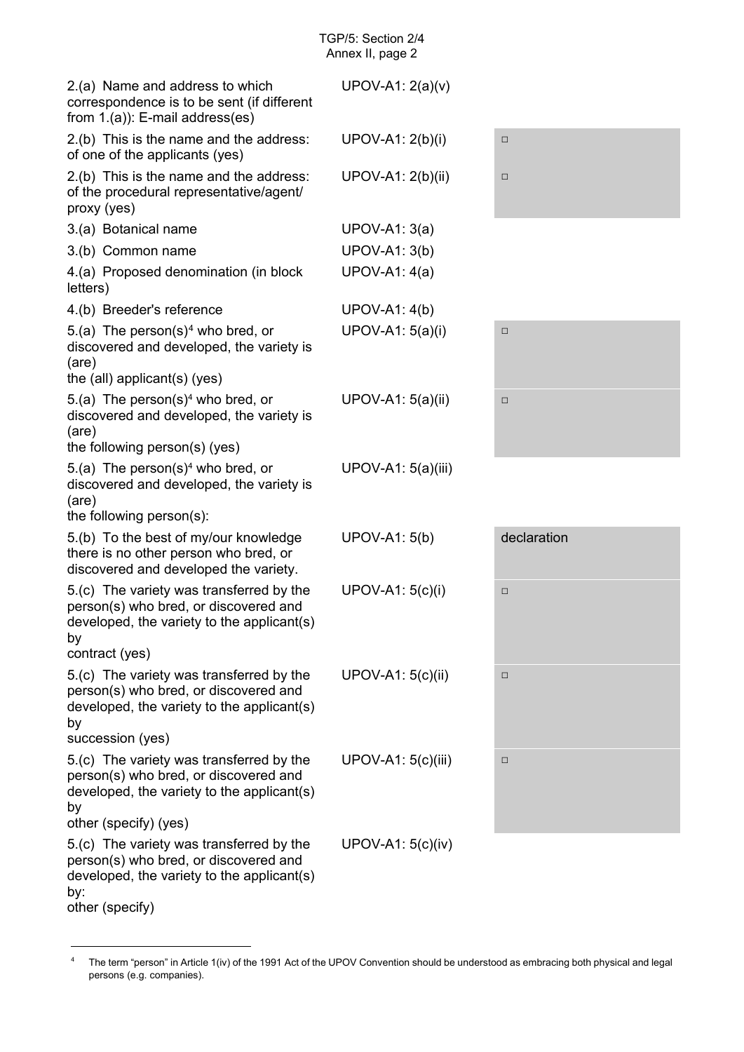| | | |
|---|---|---|
| 2.(a) Name and address to which correspondence is to be sent (if different from 1.(a)): E-mail address(es) | UPOV-A1: 2(a)(v) | |
| 2.(b) This is the name and the address: of one of the applicants (yes) | UPOV-A1: 2(b)(i) | □ |
| 2.(b) This is the name and the address: of the procedural representative/agent/ proxy (yes) | UPOV-A1: 2(b)(ii) | □ |
| 3.(a) Botanical name | UPOV-A1: 3(a) | |
| 3.(b) Common name | UPOV-A1: 3(b) | |
| 4.(a) Proposed denomination (in block letters) | UPOV-A1: 4(a) | |
| 4.(b) Breeder's reference | UPOV-A1: 4(b) | |
| 5.(a) The person(s)[4] who bred, or discovered and developed, the variety is (are) the (all) applicant(s) (yes) | UPOV-A1: 5(a)(i) | □ |
| 5.(a) The person(s)[4] who bred, or discovered and developed, the variety is (are) the following person(s) (yes) | UPOV-A1: 5(a)(ii) | □ |
| 5.(a) The person(s)[4] who bred, or discovered and developed, the variety is (are) the following person(s): | UPOV-A1: 5(a)(iii) | |
| 5.(b) To the best of my/our knowledge there is no other person who bred, or discovered and developed the variety. | UPOV-A1: 5(b) | declaration |
| 5.(c) The variety was transferred by the person(s) who bred, or discovered and developed, the variety to the applicant(s) by contract (yes) | UPOV-A1: 5(c)(i) | □ |
| 5.(c) The variety was transferred by the person(s) who bred, or discovered and developed, the variety to the applicant(s) by succession (yes) | UPOV-A1: 5(c)(ii) | □ |
| 5.(c) The variety was transferred by the person(s) who bred, or discovered and developed, the variety to the applicant(s) by other (specify) (yes) | UPOV-A1: 5(c)(iii) | □ |
| 5.(c) The variety was transferred by the person(s) who bred, or discovered and developed, the variety to the applicant(s) by: other (specify) | UPOV-A1: 5(c)(iv) | |

[4] The term "person" in Article 1(iv) of the 1991 Act of the UPOV Convention should be understood as embracing both physical and legal persons (e.g. companies).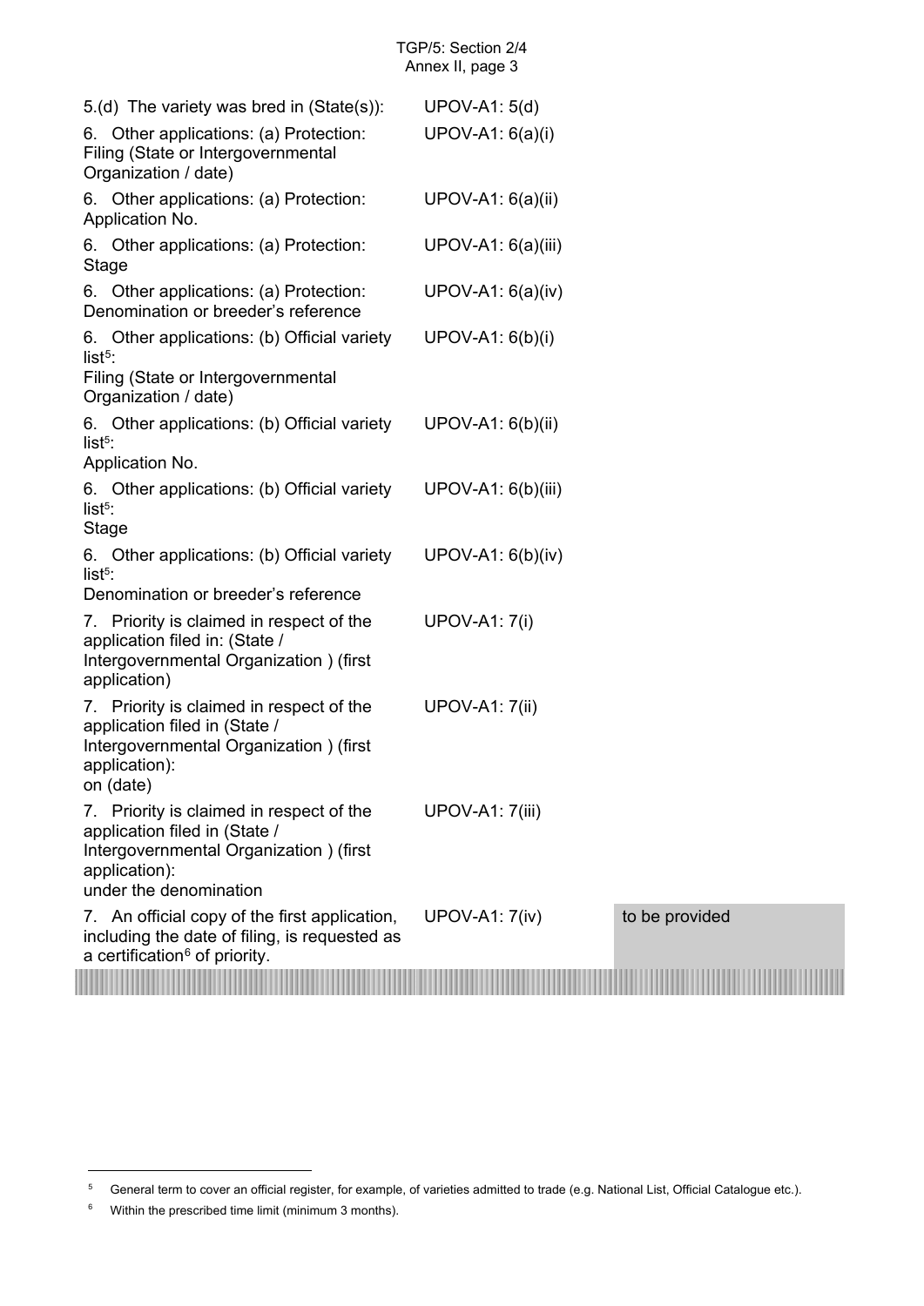| | | |
|---|---|---|
| 5.(d) The variety was bred in (State(s)): | UPOV-A1: 5(d) | |
| 6. Other applications: (a) Protection: Filing (State or Intergovernmental Organization / date) | UPOV-A1: 6(a)(i) | |
| 6. Other applications: (a) Protection: Application No. | UPOV-A1: 6(a)(ii) | |
| 6. Other applications: (a) Protection: Stage | UPOV-A1: 6(a)(iii) | |
| 6. Other applications: (a) Protection: Denomination or breeder's reference | UPOV-A1: 6(a)(iv) | |
| 6. Other applications: (b) Official variety list[5]: Filing (State or Intergovernmental Organization / date) | UPOV-A1: 6(b)(i) | |
| 6. Other applications: (b) Official variety list[5]: Application No. | UPOV-A1: 6(b)(ii) | |
| 6. Other applications: (b) Official variety list[5]: Stage | UPOV-A1: 6(b)(iii) | |
| 6. Other applications: (b) Official variety list[5]: Denomination or breeder's reference | UPOV-A1: 6(b)(iv) | |
| 7. Priority is claimed in respect of the application filed in: (State / Intergovernmental Organization ) (first application) | UPOV-A1: 7(i) | |
| 7. Priority is claimed in respect of the application filed in (State / Intergovernmental Organization ) (first application): on (date) | UPOV-A1: 7(ii) | |
| 7. Priority is claimed in respect of the application filed in (State / Intergovernmental Organization ) (first application): under the denomination | UPOV-A1: 7(iii) | |
| 7. An official copy of the first application, including the date of filing, is requested as a certification[6] of priority. | UPOV-A1: 7(iv) | to be provided |

[5] General term to cover an official register, for example, of varieties admitted to trade (e.g. National List, Official Catalogue etc.).

[6] Within the prescribed time limit (minimum 3 months).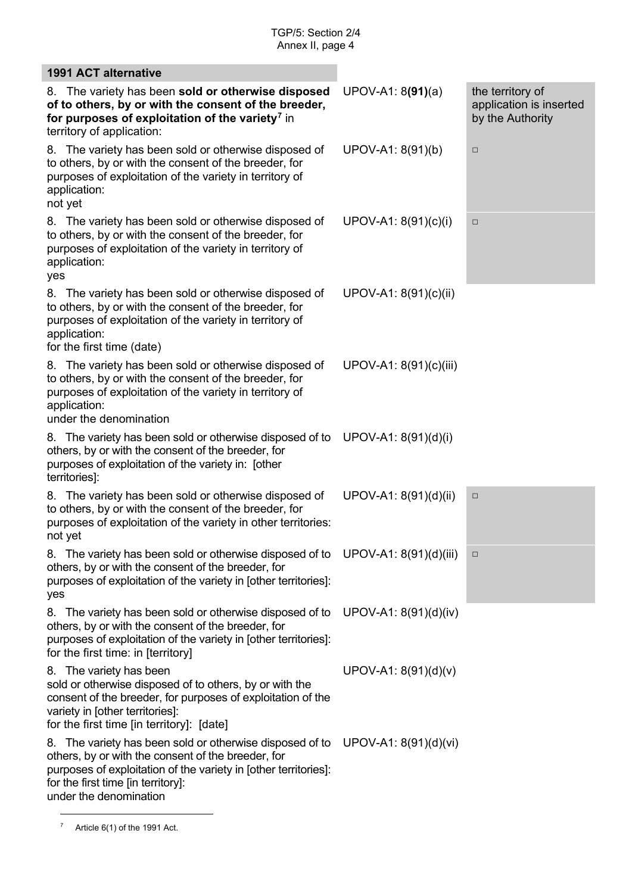| 1991 ACT alternative | | |
|---|---|---|
| 8. The variable has been **sold or otherwise disposed of to others, by or with the consent of the breeder, for purposes of exploitation of the variety**[7] in territory of application: | UPOV-A1: 8**(91)**(a) | the territory of application is inserted by the Authority |
| 8. The variety has been sold or otherwise disposed of to others, by or with the consent of the breeder, for purposes of exploitation of the variety in territory of application: not yet | UPOV-A1: 8(91)(b) | □ |
| 8. The variety has been sold or otherwise disposed of to others, by or with the consent of the breeder, for purposes of exploitation of the variety in territory of application: yes | UPOV-A1: 8(91)(c)(i) | □ |
| 8. The variety has been sold or otherwise disposed of to others, by or with the consent of the breeder, for purposes of exploitation of the variety in territory of application: for the first time (date) | UPOV-A1: 8(91)(c)(ii) | |
| 8. The variety has been sold or otherwise disposed of to others, by or with the consent of the breeder, for purposes of exploitation of the variety in territory of application: under the denomination | UPOV-A1: 8(91)(c)(iii) | |
| 8. The variety has been sold or otherwise disposed of to others, by or with the consent of the breeder, for purposes of exploitation of the variety in: [other territories]: | UPOV-A1: 8(91)(d)(i) | |
| 8. The variety has been sold or otherwise disposed of to others, by or with the consent of the breeder, for purposes of exploitation of the variety in other territories: not yet | UPOV-A1: 8(91)(d)(ii) | □ |
| 8. The variety has been sold or otherwise disposed of to others, by or with the consent of the breeder, for purposes of exploitation of the variety in [other territories]: yes | UPOV-A1: 8(91)(d)(iii) | □ |
| 8. The variety has been sold or otherwise disposed of to others, by or with the consent of the breeder, for purposes of exploitation of the variety in [other territories]: for the first time: in [territory] | UPOV-A1: 8(91)(d)(iv) | |
| 8. The variety has been sold or otherwise disposed of to others, by or with the consent of the breeder, for purposes of exploitation of the variety in [other territories]: for the first time [in territory]: [date] | UPOV-A1: 8(91)(d)(v) | |
| 8. The variety has been sold or otherwise disposed of to others, by or with the consent of the breeder, for purposes of exploitation of the variety in [other territories]: for the first time [in territory]: under the denomination | UPOV-A1: 8(91)(d)(vi) | |

[7] Article 6(1) of the 1991 Act.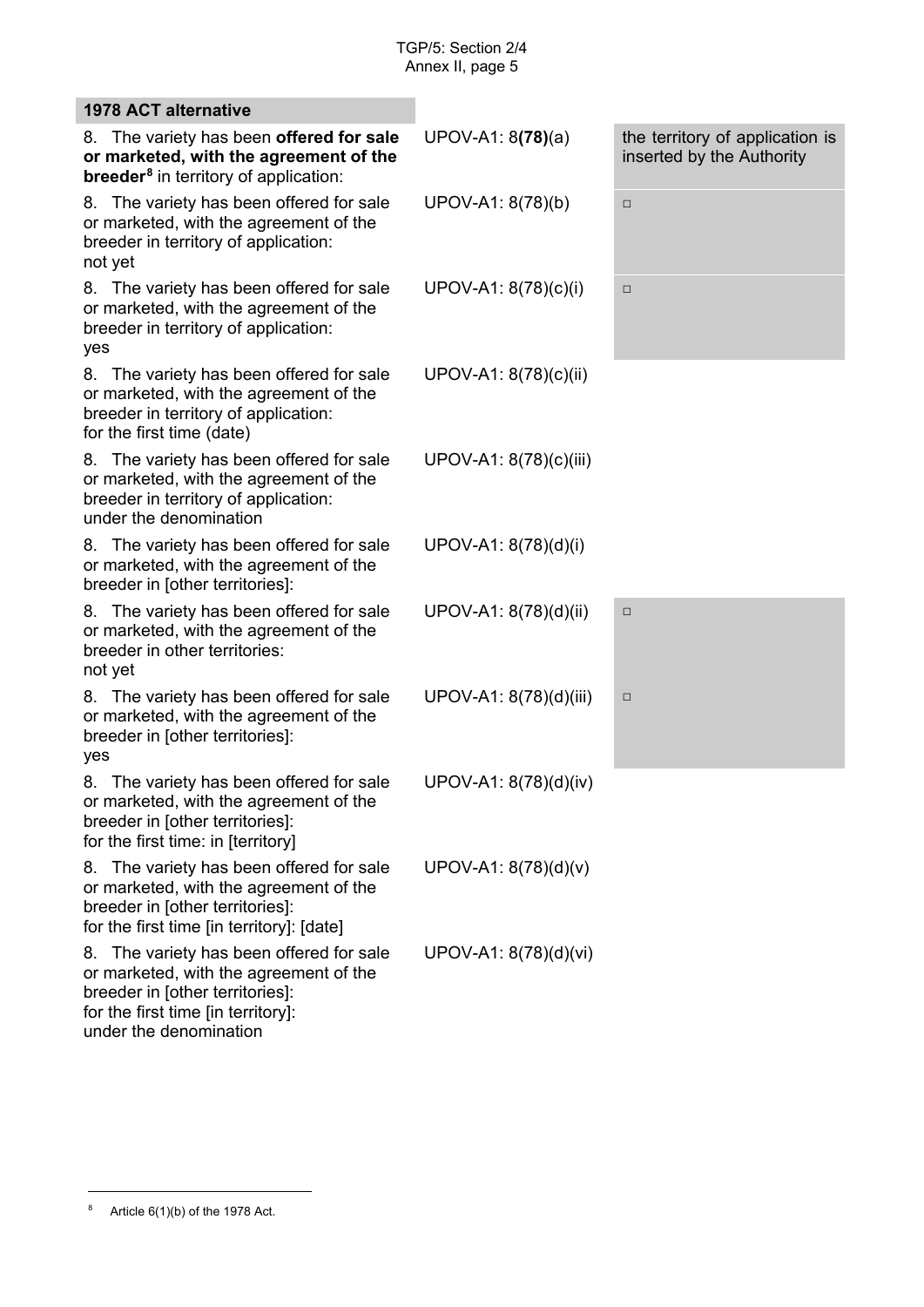| 1978 ACT alternative | | |
|---|---|---|
| 8. The variable has been **offered for sale or marketed, with the agreement of the breeder**[8] in territory of application: | UPOV-A1: 8**(78)**(a) | the territory of application is inserted by the Authority |
| 8. The variety has been offered for sale or marketed, with the agreement of the breeder in territory of application: not yet | UPOV-A1: 8(78)(b) | □ |
| 8. The variety has been offered for sale or marketed, with the agreement of the breeder in territory of application: yes | UPOV-A1: 8(78)(c)(i) | □ |
| 8. The variety has been offered for sale or marketed, with the agreement of the breeder in territory of application: for the first time (date) | UPOV-A1: 8(78)(c)(ii) | |
| 8. The variety has been offered for sale or marketed, with the agreement of the breeder in territory of application: under the denomination | UPOV-A1: 8(78)(c)(iii) | |
| 8. The variety has been offered for sale or marketed, with the agreement of the breeder in [other territories]: | UPOV-A1: 8(78)(d)(i) | |
| 8. The variety has been offered for sale or marketed, with the agreement of the breeder in other territories: not yet | UPOV-A1: 8(78)(d)(ii) | □ |
| 8. The variety has been offered for sale or marketed, with the agreement of the breeder in [other territories]: yes | UPOV-A1: 8(78)(d)(iii) | □ |
| 8. The variety has been offered for sale or marketed, with the agreement of the breeder in [other territories]: for the first time: in [territory] | UPOV-A1: 8(78)(d)(iv) | |
| 8. The variety has been offered for sale or marketed, with the agreement of the breeder in [other territories]: for the first time [in territory]: [date] | UPOV-A1: 8(78)(d)(v) | |
| 8. The variety has been offered for sale or marketed, with the agreement of the breeder in [other territories]: for the first time [in territory]: under the denomination | UPOV-A1: 8(78)(d)(vi) | |

[8] Article 6(1)(b) of the 1978 Act.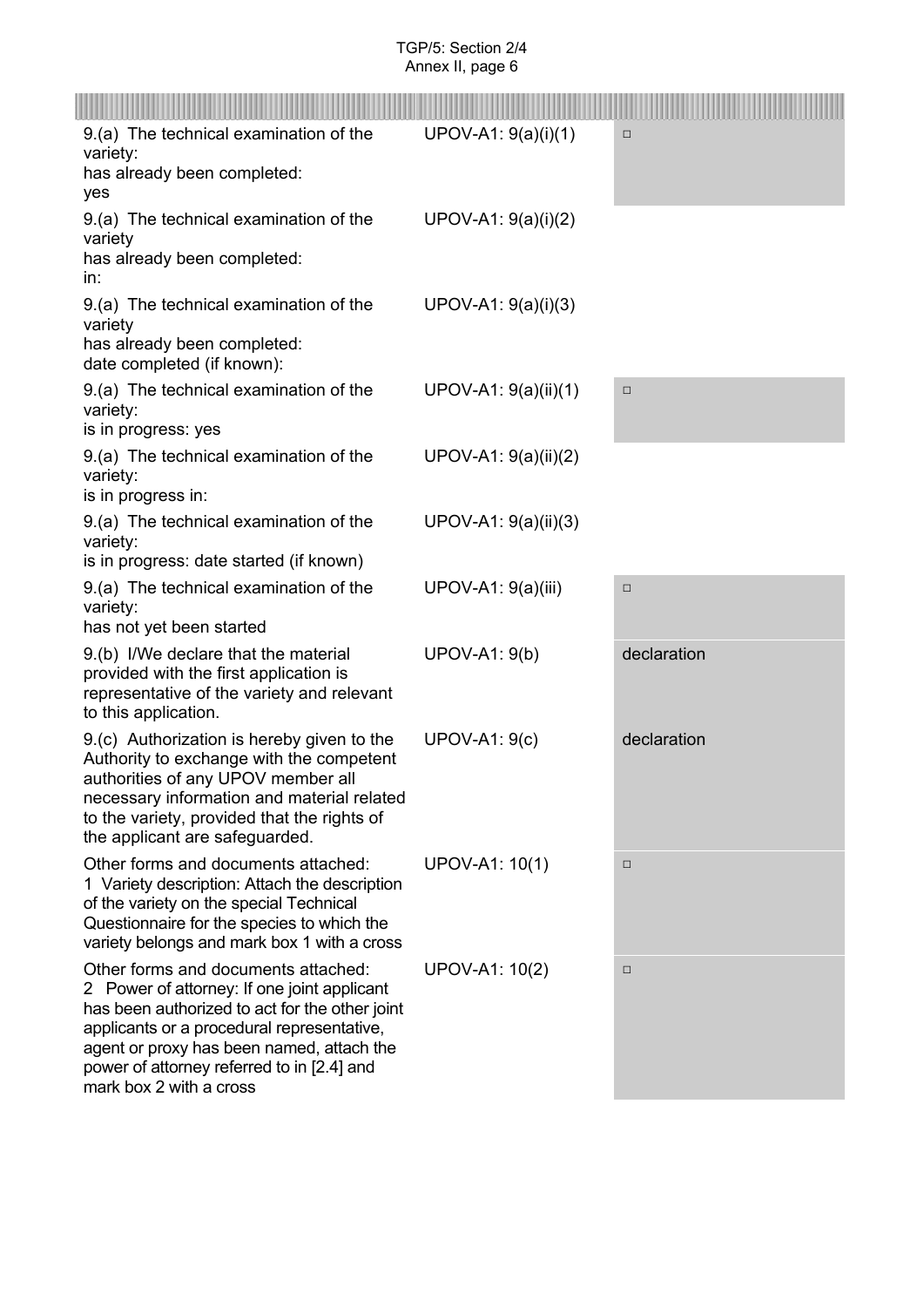| | | |
|---|---|---|
| 9.(a) The technical examination of the variety:<br>has already been completed:<br>yes | UPOV-A1: 9(a)(i)(1) | □ |
| 9.(a) The technical examination of the variety<br>has already been completed:<br>in: | UPOV-A1: 9(a)(i)(2) | |
| 9.(a) The technical examination of the variety<br>has already been completed:<br>date completed (if known): | UPOV-A1: 9(a)(i)(3) | |
| 9.(a) The technical examination of the variety:<br>is in progress: yes | UPOV-A1: 9(a)(ii)(1) | □ |
| 9.(a) The technical examination of the variety:<br>is in progress in: | UPOV-A1: 9(a)(ii)(2) | |
| 9.(a) The technical examination of the variety:<br>is in progress: date started (if known) | UPOV-A1: 9(a)(ii)(3) | |
| 9.(a) The technical examination of the variety:<br>has not yet been started | UPOV-A1: 9(a)(iii) | □ |
| 9.(b) I/We declare that the material provided with the first application is representative of the variety and relevant to this application. | UPOV-A1: 9(b) | declaration |
| 9.(c) Authorization is hereby given to the Authority to exchange with the competent authorities of any UPOV member all necessary information and material related to the variety, provided that the rights of the applicant are safeguarded. | UPOV-A1: 9(c) | declaration |
| Other forms and documents attached:<br>1 Variety description: Attach the description of the variety on the special Technical Questionnaire for the species to which the variety belongs and mark box 1 with a cross | UPOV-A1: 10(1) | □ |
| Other forms and documents attached:<br>2 Power of attorney: If one joint applicant has been authorized to act for the other joint applicants or a procedural representative, agent or proxy has been named, attach the power of attorney referred to in [2.4] and mark box 2 with a cross | UPOV-A1: 10(2) | □ |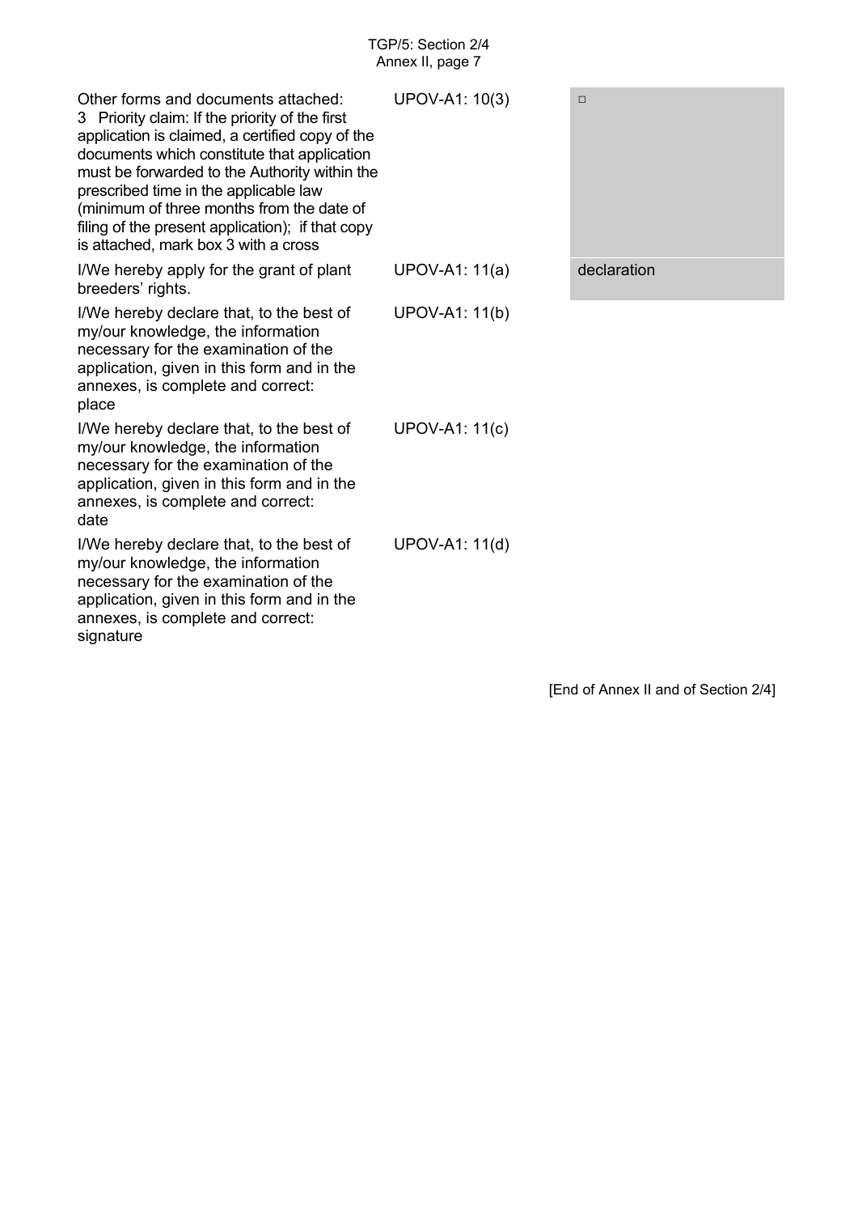| | | |
|---|---|---|
| Other forms and documents attached:<br>3 Priority claim: If the priority of the first application is claimed, a certified copy of the documents which constitute that application must be forwarded to the Authority within the prescribed time in the applicable law (minimum of three months from the date of filing of the present application); if that copy is attached, mark box 3 with a cross | UPOV-A1: 10(3) | □ |
| I/We hereby apply for the grant of plant breeders' rights. | UPOV-A1: 11(a) | declaration |
| I/We hereby declare that, to the best of my/our knowledge, the information necessary for the examination of the application, given in this form and in the annexes, is complete and correct:<br>place | UPOV-A1: 11(b) | |
| I/We hereby declare that, to the best of my/our knowledge, the information necessary for the examination of the application, given in this form and in the annexes, is complete and correct:<br>date | UPOV-A1: 11(c) | |
| I/We hereby declare that, to the best of my/our knowledge, the information necessary for the examination of the application, given in this form and in the annexes, is complete and correct:<br>signature | UPOV-A1: 11(d) | |

[End of Annex II and of Section 2/4]